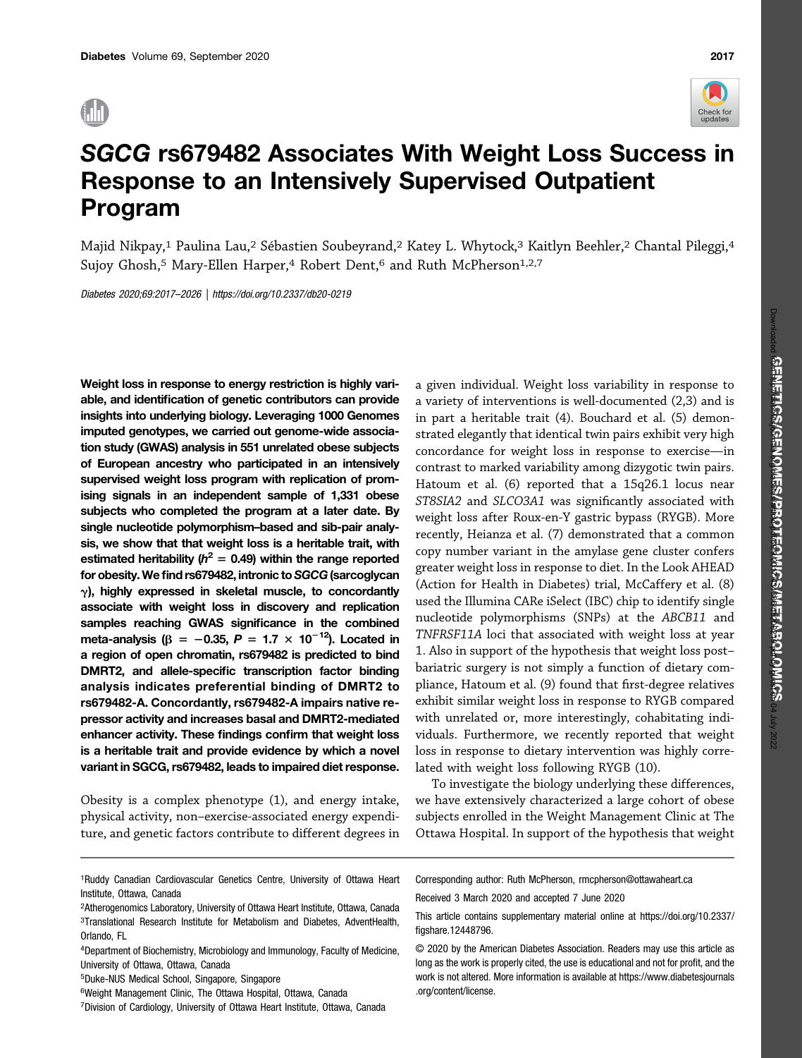# *SGCG* rs679482 Associates With Weight Loss Success in Response to an Intensively Supervised Outpatient Program

Majid Nikpay,[1] Paulina Lau,[2] Sébastien Soubeyrand,[2] Katey L. Whytock,[3] Kaitlyn Beehler,[2] Chantal Pileggi,[4] Sujoy Ghosh,[5] Mary-Ellen Harper,[4] Robert Dent,[6] and Ruth McPherson[1,2,7]

*Diabetes 2020;69:2017–2026 | https://doi.org/10.2337/db20-0219*

**Weight loss in response to energy restriction is highly variable, and identification of genetic contributors can provide insights into underlying biology. Leveraging 1000 Genomes imputed genotypes, we carried out genome-wide association study (GWAS) analysis in 551 unrelated obese subjects of European ancestry who participated in an intensively supervised weight loss program with replication of promising signals in an independent sample of 1,331 obese subjects who completed the program at a later date. By single nucleotide polymorphism–based and sib-pair analysis, we show that that weight loss is a heritable trait, with estimated heritability ($h^2$ = 0.49) within the range reported for obesity. We find rs679482, intronic to *SGCG* (sarcoglycan γ), highly expressed in skeletal muscle, to concordantly associate with weight loss in discovery and replication samples reaching GWAS significance in the combined meta-analysis (β = −0.35, $P = 1.7 \times 10^{-12}$). Located in a region of open chromatin, rs679482 is predicted to bind DMRT2, and allele-specific transcription factor binding analysis indicates preferential binding of DMRT2 to rs679482-A. Concordantly, rs679482-A impairs native repressor activity and increases basal and DMRT2-mediated enhancer activity. These findings confirm that weight loss is a heritable trait and provide evidence by which a novel variant in SGCG, rs679482, leads to impaired diet response.**

Obesity is a complex phenotype (1), and energy intake, physical activity, non–exercise-associated energy expenditure, and genetic factors contribute to different degrees in a given individual. Weight loss variability in response to a variety of interventions is well-documented (2,3) and is in part a heritable trait (4). Bouchard et al. (5) demonstrated elegantly that identical twin pairs exhibit very high concordance for weight loss in response to exercise—in contrast to marked variability among dizygotic twin pairs. Hatoum et al. (6) reported that a 15q26.1 locus near *ST8SIA2* and *SLCO3A1* was significantly associated with weight loss after Roux-en-Y gastric bypass (RYGB). More recently, Heianza et al. (7) demonstrated that a common copy number variant in the amylase gene cluster confers greater weight loss in response to diet. In the Look AHEAD (Action for Health in Diabetes) trial, McCaffery et al. (8) used the Illumina CARe iSelect (IBC) chip to identify single nucleotide polymorphisms (SNPs) at the *ABCB11* and *TNFRSF11A* loci that associated with weight loss at year 1. Also in support of the hypothesis that weight loss post–bariatric surgery is not simply a function of dietary compliance, Hatoum et al. (9) found that first-degree relatives exhibit similar weight loss in response to RYGB compared with unrelated or, more interestingly, cohabitating individuals. Furthermore, we recently reported that weight loss in response to dietary intervention was highly correlated with weight loss following RYGB (10).

To investigate the biology underlying these differences, we have extensively characterized a large cohort of obese subjects enrolled in the Weight Management Clinic at The Ottawa Hospital. In support of the hypothesis that weight

[1]Ruddy Canadian Cardiovascular Genetics Centre, University of Ottawa Heart Institute, Ottawa, Canada
[2]Atherogenomics Laboratory, University of Ottawa Heart Institute, Ottawa, Canada
[3]Translational Research Institute for Metabolism and Diabetes, AdventHealth, Orlando, FL
[4]Department of Biochemistry, Microbiology and Immunology, Faculty of Medicine, University of Ottawa, Ottawa, Canada
[5]Duke-NUS Medical School, Singapore, Singapore
[6]Weight Management Clinic, The Ottawa Hospital, Ottawa, Canada
[7]Division of Cardiology, University of Ottawa Heart Institute, Ottawa, Canada

Corresponding author: Ruth McPherson, rmcpherson@ottawaheart.ca

Received 3 March 2020 and accepted 7 June 2020

This article contains supplementary material online at https://doi.org/10.2337/figshare.12448796.

© 2020 by the American Diabetes Association. Readers may use this article as long as the work is properly cited, the use is educational and not for profit, and the work is not altered. More information is available at https://www.diabetesjournals.org/content/license.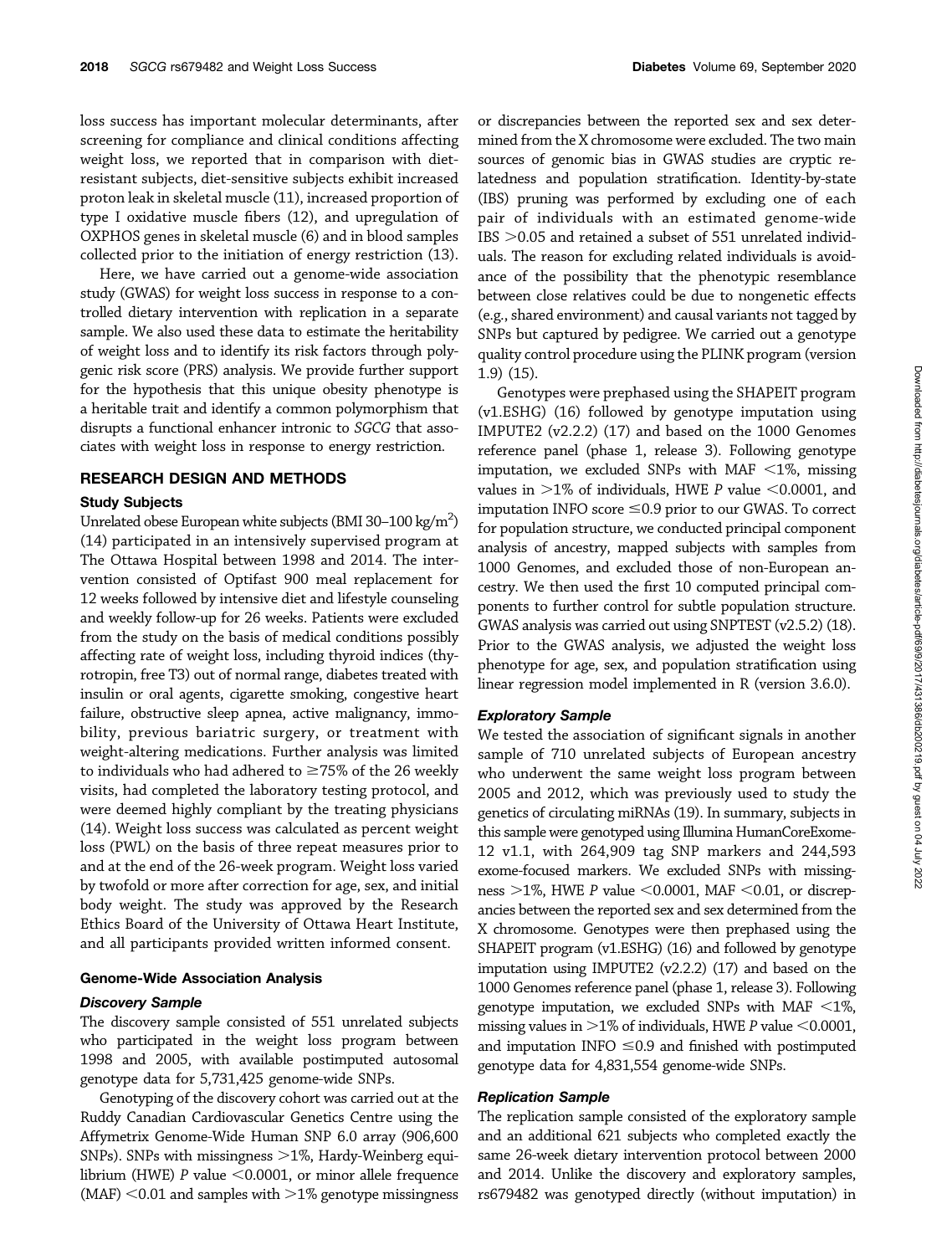loss success has important molecular determinants, after screening for compliance and clinical conditions affecting weight loss, we reported that in comparison with diet-resistant subjects, diet-sensitive subjects exhibit increased proton leak in skeletal muscle (11), increased proportion of type I oxidative muscle fibers (12), and upregulation of OXPHOS genes in skeletal muscle (6) and in blood samples collected prior to the initiation of energy restriction (13).

Here, we have carried out a genome-wide association study (GWAS) for weight loss success in response to a controlled dietary intervention with replication in a separate sample. We also used these data to estimate the heritability of weight loss and to identify its risk factors through polygenic risk score (PRS) analysis. We provide further support for the hypothesis that this unique obesity phenotype is a heritable trait and identify a common polymorphism that disrupts a functional enhancer intronic to *SGCG* that associates with weight loss in response to energy restriction.

## RESEARCH DESIGN AND METHODS

### Study Subjects

Unrelated obese European white subjects (BMI 30–100 kg/m$^2$) (14) participated in an intensively supervised program at The Ottawa Hospital between 1998 and 2014. The intervention consisted of Optifast 900 meal replacement for 12 weeks followed by intensive diet and lifestyle counseling and weekly follow-up for 26 weeks. Patients were excluded from the study on the basis of medical conditions possibly affecting rate of weight loss, including thyroid indices (thyrotropin, free T3) out of normal range, diabetes treated with insulin or oral agents, cigarette smoking, congestive heart failure, obstructive sleep apnea, active malignancy, immobility, previous bariatric surgery, or treatment with weight-altering medications. Further analysis was limited to individuals who had adhered to ≥75% of the 26 weekly visits, had completed the laboratory testing protocol, and were deemed highly compliant by the treating physicians (14). Weight loss success was calculated as percent weight loss (PWL) on the basis of three repeat measures prior to and at the end of the 26-week program. Weight loss varied by twofold or more after correction for age, sex, and initial body weight. The study was approved by the Research Ethics Board of the University of Ottawa Heart Institute, and all participants provided written informed consent.

### Genome-Wide Association Analysis

#### *Discovery Sample*

The discovery sample consisted of 551 unrelated subjects who participated in the weight loss program between 1998 and 2005, with available postimputed autosomal genotype data for 5,731,425 genome-wide SNPs.

Genotyping of the discovery cohort was carried out at the Ruddy Canadian Cardiovascular Genetics Centre using the Affymetrix Genome-Wide Human SNP 6.0 array (906,600 SNPs). SNPs with missingness >1%, Hardy-Weinberg equilibrium (HWE) *P* value <0.0001, or minor allele frequence (MAF) <0.01 and samples with >1% genotype missingness or discrepancies between the reported sex and sex determined from the X chromosome were excluded. The two main sources of genomic bias in GWAS studies are cryptic relatedness and population stratification. Identity-by-state (IBS) pruning was performed by excluding one of each pair of individuals with an estimated genome-wide IBS >0.05 and retained a subset of 551 unrelated individuals. The reason for excluding related individuals is avoidance of the possibility that the phenotypic resemblance between close relatives could be due to nongenetic effects (e.g., shared environment) and causal variants not tagged by SNPs but captured by pedigree. We carried out a genotype quality control procedure using the PLINK program (version 1.9) (15).

Genotypes were prephased using the SHAPEIT program (v1.ESHG) (16) followed by genotype imputation using IMPUTE2 (v2.2.2) (17) and based on the 1000 Genomes reference panel (phase 1, release 3). Following genotype imputation, we excluded SNPs with MAF <1%, missing values in >1% of individuals, HWE *P* value <0.0001, and imputation INFO score ≤0.9 prior to our GWAS. To correct for population structure, we conducted principal component analysis of ancestry, mapped subjects with samples from 1000 Genomes, and excluded those of non-European ancestry. We then used the first 10 computed principal components to further control for subtle population structure. GWAS analysis was carried out using SNPTEST (v2.5.2) (18). Prior to the GWAS analysis, we adjusted the weight loss phenotype for age, sex, and population stratification using linear regression model implemented in R (version 3.6.0).

#### *Exploratory Sample*

We tested the association of significant signals in another sample of 710 unrelated subjects of European ancestry who underwent the same weight loss program between 2005 and 2012, which was previously used to study the genetics of circulating miRNAs (19). In summary, subjects in this sample were genotyped using Illumina HumanCoreExome-12 v1.1, with 264,909 tag SNP markers and 244,593 exome-focused markers. We excluded SNPs with missingness >1%, HWE *P* value <0.0001, MAF <0.01, or discrepancies between the reported sex and sex determined from the X chromosome. Genotypes were then prephased using the SHAPEIT program (v1.ESHG) (16) and followed by genotype imputation using IMPUTE2 (v2.2.2) (17) and based on the 1000 Genomes reference panel (phase 1, release 3). Following genotype imputation, we excluded SNPs with MAF <1%, missing values in >1% of individuals, HWE *P* value <0.0001, and imputation INFO ≤0.9 and finished with postimputed genotype data for 4,831,554 genome-wide SNPs.

#### *Replication Sample*

The replication sample consisted of the exploratory sample and an additional 621 subjects who completed exactly the same 26-week dietary intervention protocol between 2000 and 2014. Unlike the discovery and exploratory samples, rs679482 was genotyped directly (without imputation) in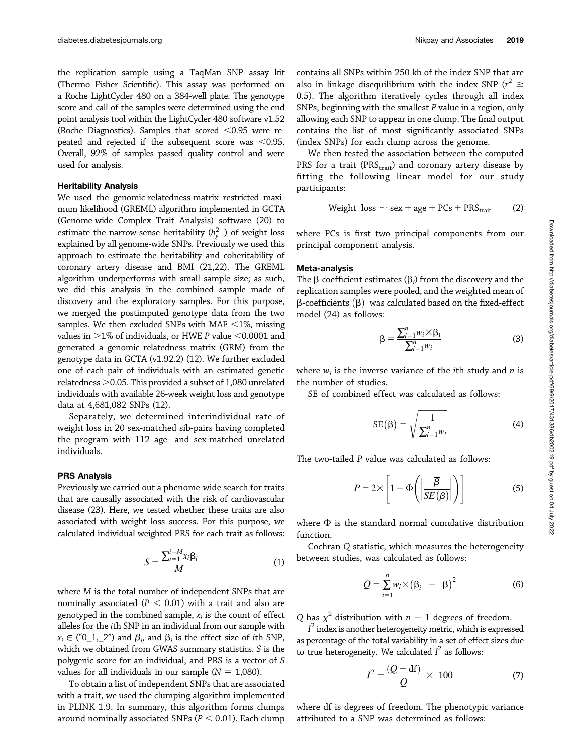the replication sample using a TaqMan SNP assay kit (Thermo Fisher Scientific). This assay was performed on a Roche LightCycler 480 on a 384-well plate. The genotype score and call of the samples were determined using the end point analysis tool within the LightCycler 480 software v1.52 (Roche Diagnostics). Samples that scored <0.95 were repeated and rejected if the subsequent score was <0.95. Overall, 92% of samples passed quality control and were used for analysis.

### Heritability Analysis

We used the genomic-relatedness-matrix restricted maximum likelihood (GREML) algorithm implemented in GCTA (Genome-wide Complex Trait Analysis) software (20) to estimate the narrow-sense heritability ($h_g^2$) of weight loss explained by all genome-wide SNPs. Previously we used this approach to estimate the heritability and coheritability of coronary artery disease and BMI (21,22). The GREML algorithm underperforms with small sample size; as such, we did this analysis in the combined sample made of discovery and the exploratory samples. For this purpose, we merged the postimputed genotype data from the two samples. We then excluded SNPs with MAF <1%, missing values in >1% of individuals, or HWE $P$ value <0.0001 and generated a genomic relatedness matrix (GRM) from the genotype data in GCTA (v1.92.2) (12). We further excluded one of each pair of individuals with an estimated genetic relatedness >0.05. This provided a subset of 1,080 unrelated individuals with available 26-week weight loss and genotype data at 4,681,082 SNPs (12).

Separately, we determined interindividual rate of weight loss in 20 sex-matched sib-pairs having completed the program with 112 age- and sex-matched unrelated individuals.

### PRS Analysis

Previously we carried out a phenome-wide search for traits that are causally associated with the risk of cardiovascular disease (23). Here, we tested whether these traits are also associated with weight loss success. For this purpose, we calculated individual weighted PRS for each trait as follows:

$$S = \frac{\sum_{i=1}^{i=M} x_i \beta_i}{M} \tag{1}$$

where $M$ is the total number of independent SNPs that are nominally associated ($P < 0.01$) with a trait and also are genotyped in the combined sample, $x_i$ is the count of effect alleles for the $i$th SNP in an individual from our sample with $x_i \in$ ("0_1,_2") and $\beta_i$, and $\beta_i$ is the effect size of $i$th SNP, which we obtained from GWAS summary statistics. $S$ is the polygenic score for an individual, and PRS is a vector of $S$ values for all individuals in our sample ($N$ = 1,080).

To obtain a list of independent SNPs that are associated with a trait, we used the clumping algorithm implemented in PLINK 1.9. In summary, this algorithm forms clumps around nominally associated SNPs ($P < 0.01$). Each clump contains all SNPs within 250 kb of the index SNP that are also in linkage disequilibrium with the index SNP ($r^2 \geq$ 0.5). The algorithm iteratively cycles through all index SNPs, beginning with the smallest $P$ value in a region, only allowing each SNP to appear in one clump. The final output contains the list of most significantly associated SNPs (index SNPs) for each clump across the genome.

We then tested the association between the computed PRS for a trait ($\text{PRS}_{\text{trait}}$) and coronary artery disease by fitting the following linear model for our study participants:

$$\text{Weight loss} \sim \text{sex} + \text{age} + \text{PCs} + \text{PRS}_{\text{trait}} \tag{2}$$

where PCs is first two principal components from our principal component analysis.

### Meta-analysis

The β-coefficient estimates ($\beta_i$) from the discovery and the replication samples were pooled, and the weighted mean of β-coefficients ($\overline{\beta}$) was calculated based on the fixed-effect model (24) as follows:

$$\overline{\beta} = \frac{\sum_{i=1}^{n} w_i \times \beta_i}{\sum_{i=1}^{n} w_i} \tag{3}$$

where $w_i$ is the inverse variance of the $i$th study and $n$ is the number of studies.

SE of combined effect was calculated as follows:

$$\text{SE}(\overline{\beta}) = \sqrt{\frac{1}{\sum_{i=1}^{n} w_i}} \tag{4}$$

The two-tailed $P$ value was calculated as follows:

$$P = 2 \times \left[1 - \Phi\left(\left|\frac{\overline{\beta}}{SE(\overline{\beta})}\right|\right)\right] \tag{5}$$

where $\Phi$ is the standard normal cumulative distribution function.

Cochran $Q$ statistic, which measures the heterogeneity between studies, was calculated as follows:

$$Q = \sum_{i=1}^{n} w_i \times \left(\beta_i - \overline{\beta}\right)^2 \tag{6}$$

$Q$ has $\chi^2$ distribution with $n - 1$ degrees of freedom.

$I^2$ index is another heterogeneity metric, which is expressed as percentage of the total variability in a set of effect sizes due to true heterogeneity. We calculated $I^2$ as follows:

$$I^2 = \frac{(Q - \text{df})}{Q} \times 100 \tag{7}$$

where df is degrees of freedom. The phenotypic variance attributed to a SNP was determined as follows: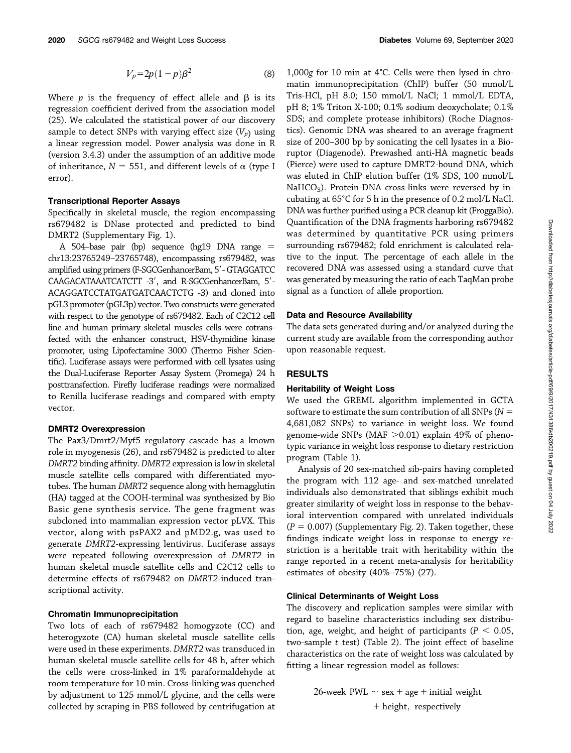$$V_p = 2p(1-p)\beta^2 \quad (8)$$

Where $p$ is the frequency of effect allele and β is its regression coefficient derived from the association model (25). We calculated the statistical power of our discovery sample to detect SNPs with varying effect size ($V_p$) using a linear regression model. Power analysis was done in R (version 3.4.3) under the assumption of an additive mode of inheritance, $N = 551$, and different levels of α (type I error).

### Transcriptional Reporter Assays

Specifically in skeletal muscle, the region encompassing rs679482 is DNase protected and predicted to bind DMRT2 (Supplementary Fig. 1).

A 504–base pair (bp) sequence (hg19 DNA range = chr13:23765249–23765748), encompassing rs679482, was amplified using primers (F-SGCGenhancerBam, 5′- GTAGGATCC CAAGACATAAATCATCTT -3′, and R-SGCGenhancerBam, 5′- ACAGGATCCTATGATGATCAACTCTG -3) and cloned into pGL3 promoter (pGL3p) vector. Two constructs were generated with respect to the genotype of rs679482. Each of C2C12 cell line and human primary skeletal muscles cells were cotransfected with the enhancer construct, HSV-thymidine kinase promoter, using Lipofectamine 3000 (Thermo Fisher Scientific). Luciferase assays were performed with cell lysates using the Dual-Luciferase Reporter Assay System (Promega) 24 h posttransfection. Firefly luciferase readings were normalized to Renilla luciferase readings and compared with empty vector.

### DMRT2 Overexpression

The Pax3/Dmrt2/Myf5 regulatory cascade has a known role in myogenesis (26), and rs679482 is predicted to alter *DMRT2* binding affinity. *DMRT2* expression is low in skeletal muscle satellite cells compared with differentiated myotubes. The human *DMRT2* sequence along with hemagglutin (HA) tagged at the COOH-terminal was synthesized by Bio Basic gene synthesis service. The gene fragment was subcloned into mammalian expression vector pLVX. This vector, along with psPAX2 and pMD2.g, was used to generate *DMRT2*-expressing lentivirus. Luciferase assays were repeated following overexpression of *DMRT2* in human skeletal muscle satellite cells and C2C12 cells to determine effects of rs679482 on *DMRT2*-induced transcriptional activity.

### Chromatin Immunoprecipitation

Two lots of each of rs679482 homogyzote (CC) and heterogyzote (CA) human skeletal muscle satellite cells were used in these experiments. *DMRT2* was transduced in human skeletal muscle satellite cells for 48 h, after which the cells were cross-linked in 1% paraformaldehyde at room temperature for 10 min. Cross-linking was quenched by adjustment to 125 mmol/L glycine, and the cells were collected by scraping in PBS followed by centrifugation at 1,000*g* for 10 min at 4°C. Cells were then lysed in chromatin immunoprecipitation (ChIP) buffer (50 mmol/L Tris-HCl, pH 8.0; 150 mmol/L NaCl; 1 mmol/L EDTA, pH 8; 1% Triton X-100; 0.1% sodium deoxycholate; 0.1% SDS; and complete protease inhibitors) (Roche Diagnostics). Genomic DNA was sheared to an average fragment size of 200–300 bp by sonicating the cell lysates in a Bioruptor (Diagenode). Prewashed anti-HA magnetic beads (Pierce) were used to capture DMRT2-bound DNA, which was eluted in ChIP elution buffer (1% SDS, 100 mmol/L $NaHCO_3$). Protein-DNA cross-links were reversed by incubating at 65°C for 5 h in the presence of 0.2 mol/L NaCl. DNA was further purified using a PCR cleanup kit (FroggaBio). Quantification of the DNA fragments harboring rs679482 was determined by quantitative PCR using primers surrounding rs679482; fold enrichment is calculated relative to the input. The percentage of each allele in the recovered DNA was assessed using a standard curve that was generated by measuring the ratio of each TaqMan probe signal as a function of allele proportion.

### Data and Resource Availability

The data sets generated during and/or analyzed during the current study are available from the corresponding author upon reasonable request.

## RESULTS

### Heritability of Weight Loss

We used the GREML algorithm implemented in GCTA software to estimate the sum contribution of all SNPs ($N$ = 4,681,082 SNPs) to variance in weight loss. We found genome-wide SNPs (MAF >0.01) explain 49% of phenotypic variance in weight loss response to dietary restriction program (Table 1).

Analysis of 20 sex-matched sib-pairs having completed the program with 112 age- and sex-matched unrelated individuals also demonstrated that siblings exhibit much greater similarity of weight loss in response to the behavioral intervention compared with unrelated individuals ($P = 0.007$) (Supplementary Fig. 2). Taken together, these findings indicate weight loss in response to energy restriction is a heritable trait with heritability within the range reported in a recent meta-analysis for heritability estimates of obesity (40%–75%) (27).

### Clinical Determinants of Weight Loss

The discovery and replication samples were similar with regard to baseline characteristics including sex distribution, age, weight, and height of participants ($P < 0.05$, two-sample $t$ test) (Table 2). The joint effect of baseline characteristics on the rate of weight loss was calculated by fitting a linear regression model as follows:

$$\text{26-week PWL} \sim \text{sex} + \text{age} + \text{initial weight} + \text{height, respectively}$$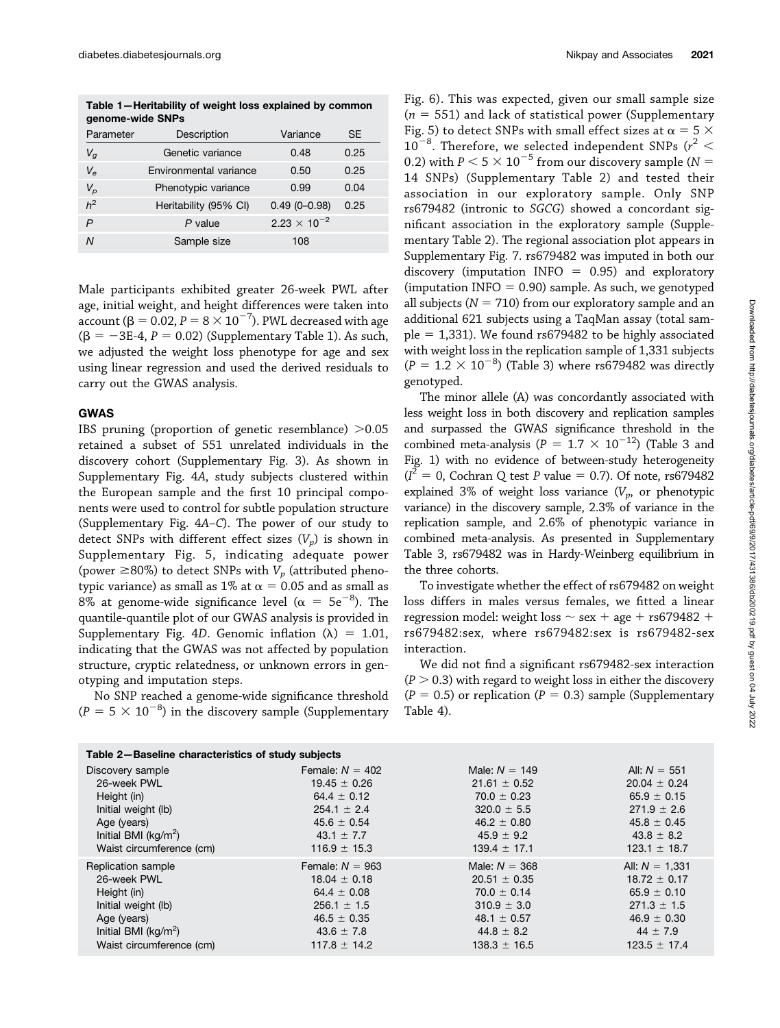**Table 1—Heritability of weight loss explained by common genome-wide SNPs**

| Parameter | Description | Variance | SE |
|---|---|---|---|
| $V_g$ | Genetic variance | 0.48 | 0.25 |
| $V_e$ | Environmental variance | 0.50 | 0.25 |
| $V_p$ | Phenotypic variance | 0.99 | 0.04 |
| $h^2$ | Heritability (95% CI) | 0.49 (0–0.98) | 0.25 |
| $P$ | $P$ value | $2.23 \times 10^{-2}$ | |
| $N$ | Sample size | 108 | |

Male participants exhibited greater 26-week PWL after age, initial weight, and height differences were taken into account ($\beta = 0.02$, $P = 8 \times 10^{-7}$). PWL decreased with age ($\beta = -3\text{E-}4$, $P = 0.02$) (Supplementary Table 1). As such, we adjusted the weight loss phenotype for age and sex using linear regression and used the derived residuals to carry out the GWAS analysis.

## GWAS

IBS pruning (proportion of genetic resemblance) >0.05 retained a subset of 551 unrelated individuals in the discovery cohort (Supplementary Fig. 3). As shown in Supplementary Fig. 4*A*, study subjects clustered within the European sample and the first 10 principal components were used to control for subtle population structure (Supplementary Fig. 4*A–C*). The power of our study to detect SNPs with different effect sizes ($V_p$) is shown in Supplementary Fig. 5, indicating adequate power (power ≥80%) to detect SNPs with $V_p$ (attributed phenotypic variance) as small as 1% at $\alpha = 0.05$ and as small as 8% at genome-wide significance level ($\alpha = 5e^{-8}$). The quantile-quantile plot of our GWAS analysis is provided in Supplementary Fig. 4*D*. Genomic inflation ($\lambda$) = 1.01, indicating that the GWAS was not affected by population structure, cryptic relatedness, or unknown errors in genotyping and imputation steps.

No SNP reached a genome-wide significance threshold ($P = 5 \times 10^{-8}$) in the discovery sample (Supplementary Fig. 6). This was expected, given our small sample size ($n = 551$) and lack of statistical power (Supplementary Fig. 5) to detect SNPs with small effect sizes at $\alpha = 5 \times 10^{-8}$. Therefore, we selected independent SNPs ($r^2 < 0.2$) with $P < 5 \times 10^{-5}$ from our discovery sample ($N = 14$ SNPs) (Supplementary Table 2) and tested their association in our exploratory sample. Only SNP rs679482 (intronic to *SGCG*) showed a concordant significant association in the exploratory sample (Supplementary Table 2). The regional association plot appears in Supplementary Fig. 7. rs679482 was imputed in both our discovery (imputation INFO = 0.95) and exploratory (imputation INFO = 0.90) sample. As such, we genotyped all subjects ($N = 710$) from our exploratory sample and an additional 621 subjects using a TaqMan assay (total sample = 1,331). We found rs679482 to be highly associated with weight loss in the replication sample of 1,331 subjects ($P = 1.2 \times 10^{-8}$) (Table 3) where rs679482 was directly genotyped.

The minor allele (A) was concordantly associated with less weight loss in both discovery and replication samples and surpassed the GWAS significance threshold in the combined meta-analysis ($P = 1.7 \times 10^{-12}$) (Table 3 and Fig. 1) with no evidence of between-study heterogeneity ($I^2 = 0$, Cochran Q test $P$ value = 0.7). Of note, rs679482 explained 3% of weight loss variance ($V_p$, or phenotypic variance) in the discovery sample, 2.3% of variance in the replication sample, and 2.6% of phenotypic variance in combined meta-analysis. As presented in Supplementary Table 3, rs679482 was in Hardy-Weinberg equilibrium in the three cohorts.

To investigate whether the effect of rs679482 on weight loss differs in males versus females, we fitted a linear regression model: weight loss ~ sex + age + rs679482 + rs679482:sex, where rs679482:sex is rs679482-sex interaction.

We did not find a significant rs679482-sex interaction ($P > 0.3$) with regard to weight loss in either the discovery ($P = 0.5$) or replication ($P = 0.3$) sample (Supplementary Table 4).

**Table 2—Baseline characteristics of study subjects**

| | | | |
|---|---|---|---|
| Discovery sample | Female: $N$ = 402 | Male: $N$ = 149 | All: $N$ = 551 |
| 26-week PWL | 19.45 ± 0.26 | 21.61 ± 0.52 | 20.04 ± 0.24 |
| Height (in) | 64.4 ± 0.12 | 70.0 ± 0.23 | 65.9 ± 0.15 |
| Initial weight (lb) | 254.1 ± 2.4 | 320.0 ± 5.5 | 271.9 ± 2.6 |
| Age (years) | 45.6 ± 0.54 | 46.2 ± 0.80 | 45.8 ± 0.45 |
| Initial BMI (kg/m$^2$) | 43.1 ± 7.7 | 45.9 ± 9.2 | 43.8 ± 8.2 |
| Waist circumference (cm) | 116.9 ± 15.3 | 139.4 ± 17.1 | 123.1 ± 18.7 |
| Replication sample | Female: $N$ = 963 | Male: $N$ = 368 | All: $N$ = 1,331 |
| 26-week PWL | 18.04 ± 0.18 | 20.51 ± 0.35 | 18.72 ± 0.17 |
| Height (in) | 64.4 ± 0.08 | 70.0 ± 0.14 | 65.9 ± 0.10 |
| Initial weight (lb) | 256.1 ± 1.5 | 310.9 ± 3.0 | 271.3 ± 1.5 |
| Age (years) | 46.5 ± 0.35 | 48.1 ± 0.57 | 46.9 ± 0.30 |
| Initial BMI (kg/m$^2$) | 43.6 ± 7.8 | 44.8 ± 8.2 | 44 ± 7.9 |
| Waist circumference (cm) | 117.8 ± 14.2 | 138.3 ± 16.5 | 123.5 ± 17.4 |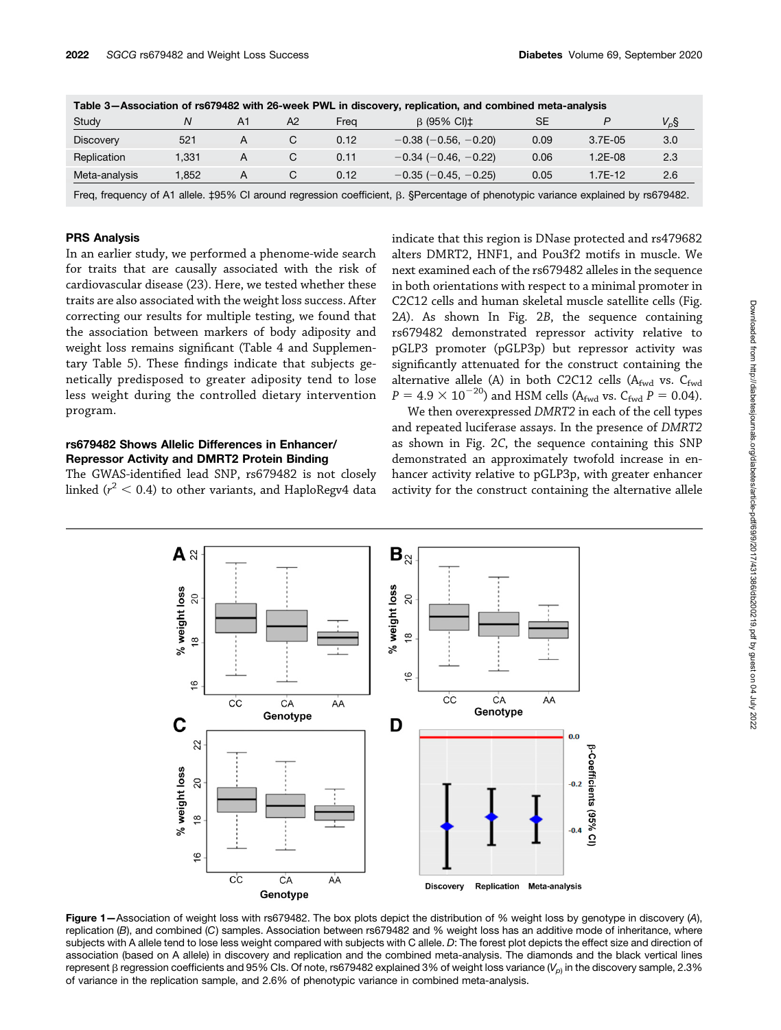**Table 3—Association of rs679482 with 26-week PWL in discovery, replication, and combined meta-analysis**

| Study | N | A1 | A2 | Freq | β (95% CI)‡ | SE | P | $V_p$§ |
|---|---|---|---|---|---|---|---|---|
| Discovery | 521 | A | C | 0.12 | −0.38 (−0.56, −0.20) | 0.09 | 3.7E-05 | 3.0 |
| Replication | 1,331 | A | C | 0.11 | −0.34 (−0.46, −0.22) | 0.06 | 1.2E-08 | 2.3 |
| Meta-analysis | 1,852 | A | C | 0.12 | −0.35 (−0.45, −0.25) | 0.05 | 1.7E-12 | 2.6 |

Freq, frequency of A1 allele. ‡95% CI around regression coefficient, β. §Percentage of phenotypic variance explained by rs679482.

### PRS Analysis

In an earlier study, we performed a phenome-wide search for traits that are causally associated with the risk of cardiovascular disease (23). Here, we tested whether these traits are also associated with the weight loss success. After correcting our results for multiple testing, we found that the association between markers of body adiposity and weight loss remains significant (Table 4 and Supplementary Table 5). These findings indicate that subjects genetically predisposed to greater adiposity tend to lose less weight during the controlled dietary intervention program.

### rs679482 Shows Allelic Differences in Enhancer/Repressor Activity and DMRT2 Protein Binding

The GWAS-identified lead SNP, rs679482 is not closely linked ($r^2 < 0.4$) to other variants, and HaploRegv4 data indicate that this region is DNase protected and rs479682 alters DMRT2, HNF1, and Pou3f2 motifs in muscle. We next examined each of the rs679482 alleles in the sequence in both orientations with respect to a minimal promoter in C2C12 cells and human skeletal muscle satellite cells (Fig. 2*A*). As shown In Fig. 2*B*, the sequence containing rs679482 demonstrated repressor activity relative to pGLP3 promoter (pGLP3p) but repressor activity was significantly attenuated for the construct containing the alternative allele (A) in both C2C12 cells ($A_{fwd}$ vs. $C_{fwd}$ $P = 4.9 \times 10^{-20}$) and HSM cells ($A_{fwd}$ vs. $C_{fwd}$ $P = 0.04$).

We then overexpressed *DMRT2* in each of the cell types and repeated luciferase assays. In the presence of *DMRT2* as shown in Fig. 2*C*, the sequence containing this SNP demonstrated an approximately twofold increase in enhancer activity relative to pGLP3p, with greater enhancer activity for the construct containing the alternative allele

**Figure 1**—Association of weight loss with rs679482. The box plots depict the distribution of % weight loss by genotype in discovery (*A*), replication (*B*), and combined (*C*) samples. Association between rs679482 and % weight loss has an additive mode of inheritance, where subjects with A allele tend to lose less weight compared with subjects with C allele. *D*: The forest plot depicts the effect size and direction of association (based on A allele) in discovery and replication and the combined meta-analysis. The diamonds and the black vertical lines represent β regression coefficients and 95% CIs. Of note, rs679482 explained 3% of weight loss variance ($V_{(p)}$ in the discovery sample, 2.3% of variance in the replication sample, and 2.6% of phenotypic variance in combined meta-analysis.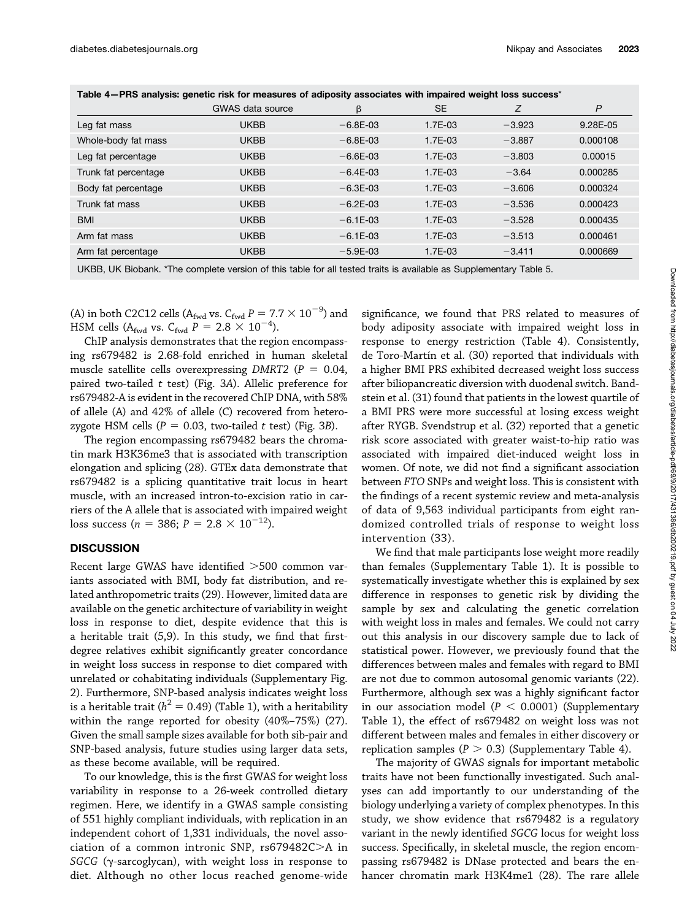**Table 4—PRS analysis: genetic risk for measures of adiposity associates with impaired weight loss success***

| | GWAS data source | β | SE | *Z* | *P* |
|---|---|---|---|---|---|
| Leg fat mass | UKBB | −6.8E-03 | 1.7E-03 | −3.923 | 9.28E-05 |
| Whole-body fat mass | UKBB | −6.8E-03 | 1.7E-03 | −3.887 | 0.000108 |
| Leg fat percentage | UKBB | −6.6E-03 | 1.7E-03 | −3.803 | 0.00015 |
| Trunk fat percentage | UKBB | −6.4E-03 | 1.7E-03 | −3.64 | 0.000285 |
| Body fat percentage | UKBB | −6.3E-03 | 1.7E-03 | −3.606 | 0.000324 |
| Trunk fat mass | UKBB | −6.2E-03 | 1.7E-03 | −3.536 | 0.000423 |
| BMI | UKBB | −6.1E-03 | 1.7E-03 | −3.528 | 0.000435 |
| Arm fat mass | UKBB | −6.1E-03 | 1.7E-03 | −3.513 | 0.000461 |
| Arm fat percentage | UKBB | −5.9E-03 | 1.7E-03 | −3.411 | 0.000669 |

UKBB, UK Biobank. *The complete version of this table for all tested traits is available as Supplementary Table 5.

(A) in both C2C12 cells ($A_{fwd}$ vs. $C_{fwd}$ $P = 7.7 \times 10^{-9}$) and HSM cells ($A_{fwd}$ vs. $C_{fwd}$ $P = 2.8 \times 10^{-4}$).

ChIP analysis demonstrates that the region encompassing rs679482 is 2.68-fold enriched in human skeletal muscle satellite cells overexpressing *DMRT2* ($P = 0.04$, paired two-tailed *t* test) (Fig. 3*A*). Allelic preference for rs679482-A is evident in the recovered ChIP DNA, with 58% of allele (A) and 42% of allele (C) recovered from heterozygote HSM cells ($P = 0.03$, two-tailed *t* test) (Fig. 3*B*).

The region encompassing rs679482 bears the chromatin mark H3K36me3 that is associated with transcription elongation and splicing (28). GTEx data demonstrate that rs679482 is a splicing quantitative trait locus in heart muscle, with an increased intron-to-excision ratio in carriers of the A allele that is associated with impaired weight loss success ($n = 386$; $P = 2.8 \times 10^{-12}$).

## DISCUSSION

Recent large GWAS have identified >500 common variants associated with BMI, body fat distribution, and related anthropometric traits (29). However, limited data are available on the genetic architecture of variability in weight loss in response to diet, despite evidence that this is a heritable trait (5,9). In this study, we find that first-degree relatives exhibit significantly greater concordance in weight loss success in response to diet compared with unrelated or cohabitating individuals (Supplementary Fig. 2). Furthermore, SNP-based analysis indicates weight loss is a heritable trait ($h^2 = 0.49$) (Table 1), with a heritability within the range reported for obesity (40%–75%) (27). Given the small sample sizes available for both sib-pair and SNP-based analysis, future studies using larger data sets, as these become available, will be required.

To our knowledge, this is the first GWAS for weight loss variability in response to a 26-week controlled dietary regimen. Here, we identify in a GWAS sample consisting of 551 highly compliant individuals, with replication in an independent cohort of 1,331 individuals, the novel association of a common intronic SNP, rs679482C>A in *SGCG* (γ-sarcoglycan), with weight loss in response to diet. Although no other locus reached genome-wide significance, we found that PRS related to measures of body adiposity associate with impaired weight loss in response to energy restriction (Table 4). Consistently, de Toro-Martín et al. (30) reported that individuals with a higher BMI PRS exhibited decreased weight loss success after biliopancreatic diversion with duodenal switch. Bandstein et al. (31) found that patients in the lowest quartile of a BMI PRS were more successful at losing excess weight after RYGB. Svendstrup et al. (32) reported that a genetic risk score associated with greater waist-to-hip ratio was associated with impaired diet-induced weight loss in women. Of note, we did not find a significant association between *FTO* SNPs and weight loss. This is consistent with the findings of a recent systemic review and meta-analysis of data of 9,563 individual participants from eight randomized controlled trials of response to weight loss intervention (33).

We find that male participants lose weight more readily than females (Supplementary Table 1). It is possible to systematically investigate whether this is explained by sex difference in responses to genetic risk by dividing the sample by sex and calculating the genetic correlation with weight loss in males and females. We could not carry out this analysis in our discovery sample due to lack of statistical power. However, we previously found that the differences between males and females with regard to BMI are not due to common autosomal genomic variants (22). Furthermore, although sex was a highly significant factor in our association model ($P < 0.0001$) (Supplementary Table 1), the effect of rs679482 on weight loss was not different between males and females in either discovery or replication samples ($P > 0.3$) (Supplementary Table 4).

The majority of GWAS signals for important metabolic traits have not been functionally investigated. Such analyses can add importantly to our understanding of the biology underlying a variety of complex phenotypes. In this study, we show evidence that rs679482 is a regulatory variant in the newly identified *SGCG* locus for weight loss success. Specifically, in skeletal muscle, the region encompassing rs679482 is DNase protected and bears the enhancer chromatin mark H3K4me1 (28). The rare allele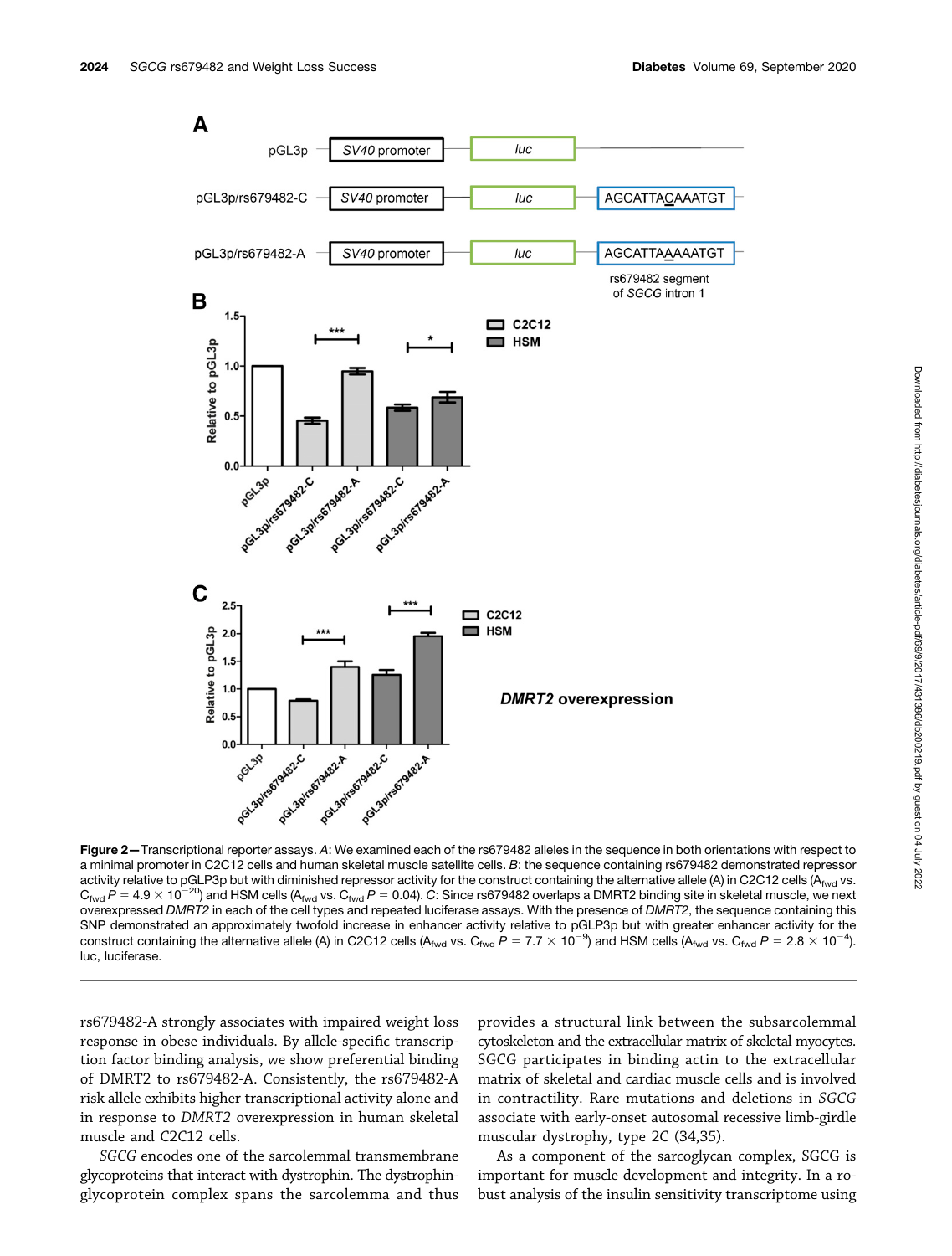A

| | | | |
|---|---|---|---|
| pGL3p | SV40 promoter | luc | |
| pGL3p/rs679482-C | SV40 promoter | luc | AGCATTACAAATGT |
| pGL3p/rs679482-A | SV40 promoter | luc | AGCATTAAAAATGT |

rs679482 segment of *SGCG* intron 1

**Figure 2**—Transcriptional reporter assays. *A*: We examined each of the rs679482 alleles in the sequence in both orientations with respect to a minimal promoter in C2C12 cells and human skeletal muscle satellite cells. *B*: the sequence containing rs679482 demonstrated repressor activity relative to pGLP3p but with diminished repressor activity for the construct containing the alternative allele (A) in C2C12 cells ($A_{fwd}$ vs. $C_{fwd}$ $P = 4.9 \times 10^{-20}$) and HSM cells ($A_{fwd}$ vs. $C_{fwd}$ $P = 0.04$). *C*: Since rs679482 overlaps a DMRT2 binding site in skeletal muscle, we next overexpressed *DMRT2* in each of the cell types and repeated luciferase assays. With the presence of *DMRT2*, the sequence containing this SNP demonstrated an approximately twofold increase in enhancer activity relative to pGLP3p but with greater enhancer activity for the construct containing the alternative allele (A) in C2C12 cells ($A_{fwd}$ vs. $C_{fwd}$ $P = 7.7 \times 10^{-9}$) and HSM cells ($A_{fwd}$ vs. $C_{fwd}$ $P = 2.8 \times 10^{-4}$). luc, luciferase.

rs679482-A strongly associates with impaired weight loss response in obese individuals. By allele-specific transcription factor binding analysis, we show preferential binding of DMRT2 to rs679482-A. Consistently, the rs679482-A risk allele exhibits higher transcriptional activity alone and in response to *DMRT2* overexpression in human skeletal muscle and C2C12 cells.

*SGCG* encodes one of the sarcolemmal transmembrane glycoproteins that interact with dystrophin. The dystrophin-glycoprotein complex spans the sarcolemma and thus provides a structural link between the subsarcolemmal cytoskeleton and the extracellular matrix of skeletal myocytes. SGCG participates in binding actin to the extracellular matrix of skeletal and cardiac muscle cells and is involved in contractility. Rare mutations and deletions in *SGCG* associate with early-onset autosomal recessive limb-girdle muscular dystrophy, type 2C (34,35).

As a component of the sarcoglycan complex, SGCG is important for muscle development and integrity. In a robust analysis of the insulin sensitivity transcriptome using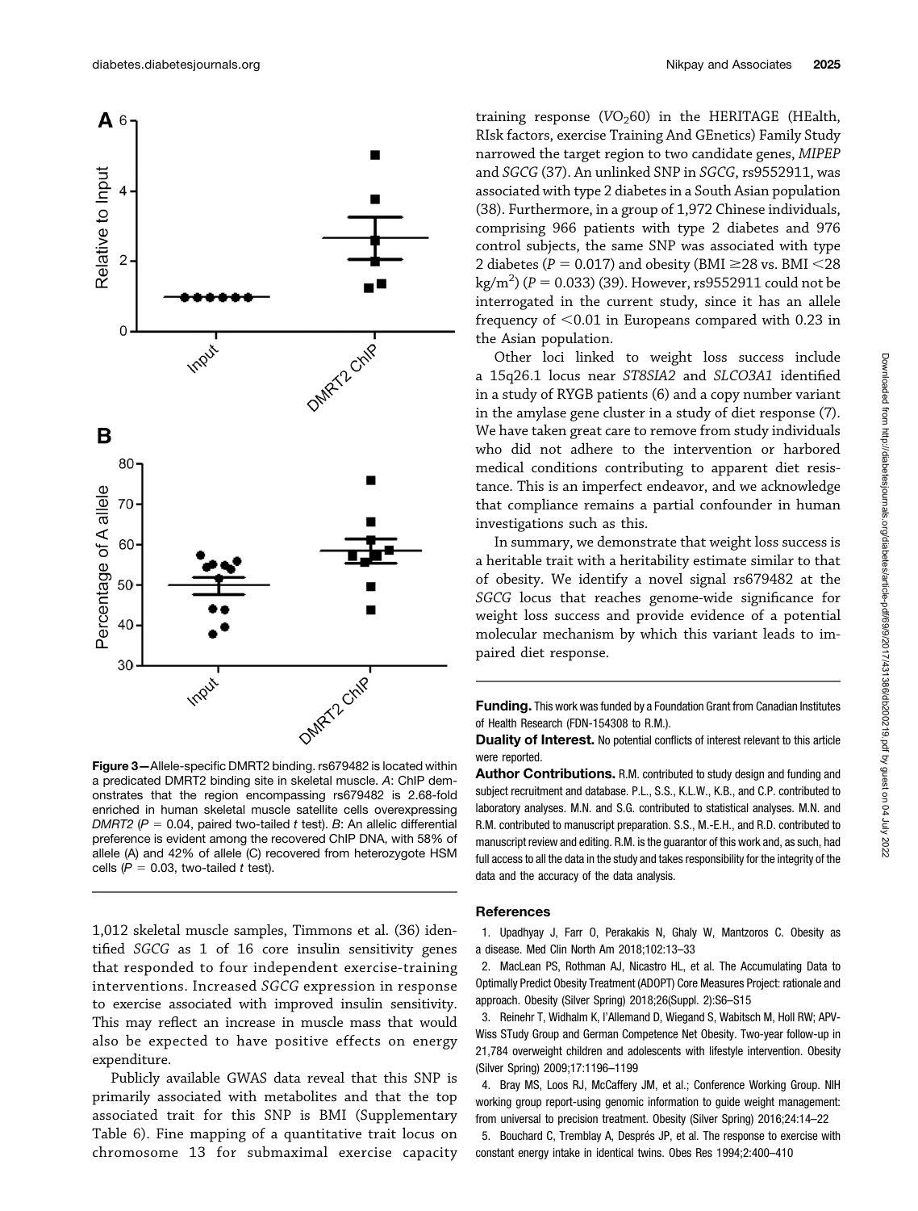Figure 3—Allele-specific DMRT2 binding. rs679482 is located within a predicated DMRT2 binding site in skeletal muscle. *A*: ChIP demonstrates that the region encompassing rs679482 is 2.68-fold enriched in human skeletal muscle satellite cells overexpressing *DMRT2* ($P = 0.04$, paired two-tailed *t* test). *B*: An allelic differential preference is evident among the recovered ChIP DNA, with 58% of allele (A) and 42% of allele (C) recovered from heterozygote HSM cells ($P = 0.03$, two-tailed *t* test).

1,012 skeletal muscle samples, Timmons et al. (36) identified *SGCG* as 1 of 16 core insulin sensitivity genes that responded to four independent exercise-training interventions. Increased *SGCG* expression in response to exercise associated with improved insulin sensitivity. This may reflect an increase in muscle mass that would also be expected to have positive effects on energy expenditure.

Publicly available GWAS data reveal that this SNP is primarily associated with metabolites and that the top associated trait for this SNP is BMI (Supplementary Table 6). Fine mapping of a quantitative trait locus on chromosome 13 for submaximal exercise capacity training response ($VO_2$60) in the HERITAGE (HEalth, RIsk factors, exercise Training And GEnetics) Family Study narrowed the target region to two candidate genes, *MIPEP* and *SGCG* (37). An unlinked SNP in *SGCG*, rs9552911, was associated with type 2 diabetes in a South Asian population (38). Furthermore, in a group of 1,972 Chinese individuals, comprising 966 patients with type 2 diabetes and 976 control subjects, the same SNP was associated with type 2 diabetes ($P = 0.017$) and obesity (BMI $\geq$28 vs. BMI $<$28 $kg/m^2$) ($P = 0.033$) (39). However, rs9552911 could not be interrogated in the current study, since it has an allele frequency of $<$0.01 in Europeans compared with 0.23 in the Asian population.

Other loci linked to weight loss success include a 15q26.1 locus near *ST8SIA2* and *SLCO3A1* identified in a study of RYGB patients (6) and a copy number variant in the amylase gene cluster in a study of diet response (7). We have taken great care to remove from study individuals who did not adhere to the intervention or harbored medical conditions contributing to apparent diet resistance. This is an imperfect endeavor, and we acknowledge that compliance remains a partial confounder in human investigations such as this.

In summary, we demonstrate that weight loss success is a heritable trait with a heritability estimate similar to that of obesity. We identify a novel signal rs679482 at the *SGCG* locus that reaches genome-wide significance for weight loss success and provide evidence of a potential molecular mechanism by which this variant leads to impaired diet response.

**Funding.** This work was funded by a Foundation Grant from Canadian Institutes of Health Research (FDN-154308 to R.M.).

**Duality of Interest.** No potential conflicts of interest relevant to this article were reported.

**Author Contributions.** R.M. contributed to study design and funding and subject recruitment and database. P.L., S.S., K.L.W., K.B., and C.P. contributed to laboratory analyses. M.N. and S.G. contributed to statistical analyses. M.N. and R.M. contributed to manuscript preparation. S.S., M.-E.H., and R.D. contributed to manuscript review and editing. R.M. is the guarantor of this work and, as such, had full access to all the data in the study and takes responsibility for the integrity of the data and the accuracy of the data analysis.

## References

1. Upadhyay J, Farr O, Perakakis N, Ghaly W, Mantzoros C. Obesity as a disease. Med Clin North Am 2018;102:13–33
2. MacLean PS, Rothman AJ, Nicastro HL, et al. The Accumulating Data to Optimally Predict Obesity Treatment (ADOPT) Core Measures Project: rationale and approach. Obesity (Silver Spring) 2018;26(Suppl. 2):S6–S15
3. Reinehr T, Widhalm K, l'Allemand D, Wiegand S, Wabitsch M, Holl RW; APV-Wiss STudy Group and German Competence Net Obesity. Two-year follow-up in 21,784 overweight children and adolescents with lifestyle intervention. Obesity (Silver Spring) 2009;17:1196–1199
4. Bray MS, Loos RJ, McCaffery JM, et al.; Conference Working Group. NIH working group report-using genomic information to guide weight management: from universal to precision treatment. Obesity (Silver Spring) 2016;24:14–22
5. Bouchard C, Tremblay A, Després JP, et al. The response to exercise with constant energy intake in identical twins. Obes Res 1994;2:400–410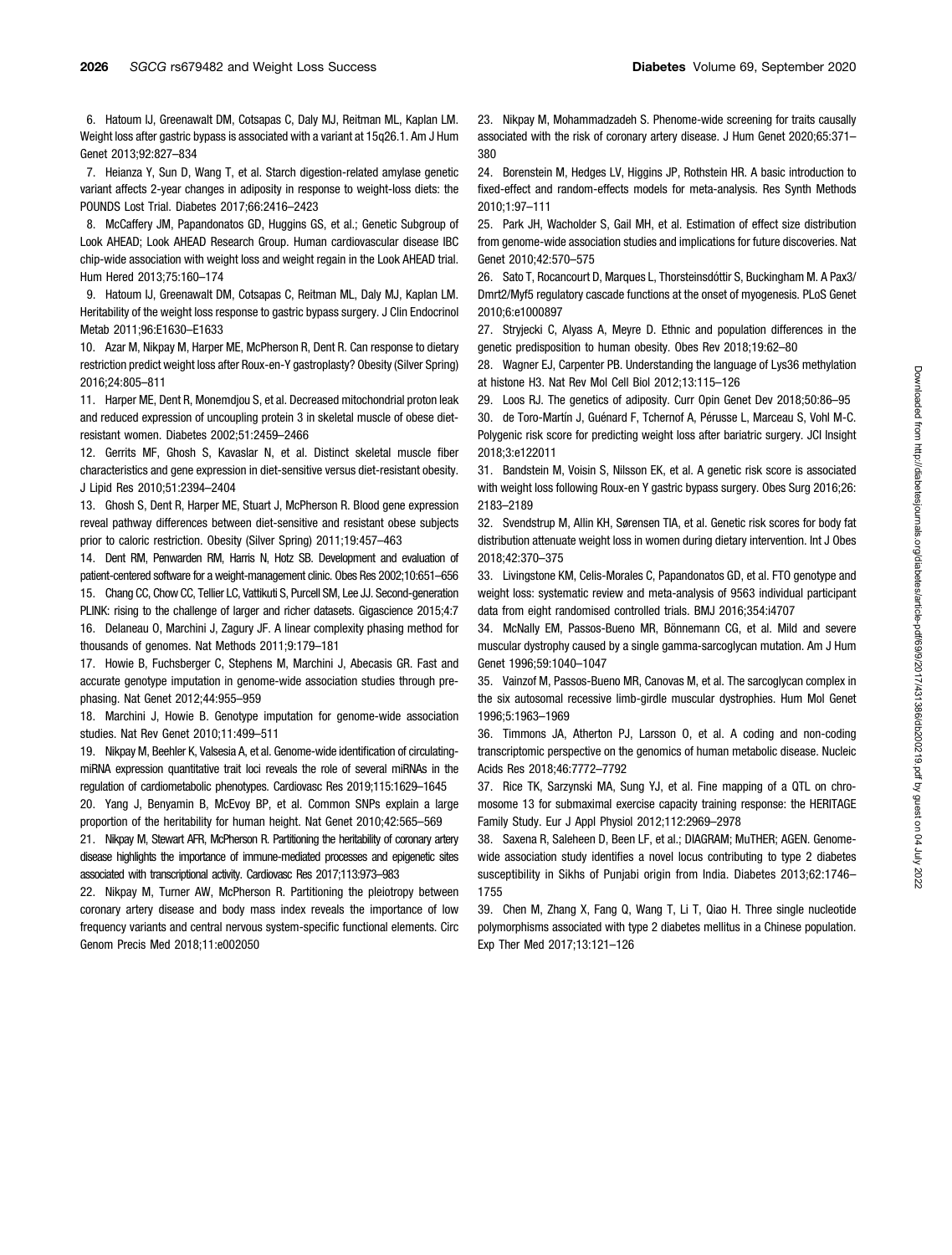6. Hatoum IJ, Greenawalt DM, Cotsapas C, Daly MJ, Reitman ML, Kaplan LM. Weight loss after gastric bypass is associated with a variant at 15q26.1. Am J Hum Genet 2013;92:827–834

7. Heianza Y, Sun D, Wang T, et al. Starch digestion-related amylase genetic variant affects 2-year changes in adiposity in response to weight-loss diets: the POUNDS Lost Trial. Diabetes 2017;66:2416–2423

8. McCaffery JM, Papandonatos GD, Huggins GS, et al.; Genetic Subgroup of Look AHEAD; Look AHEAD Research Group. Human cardiovascular disease IBC chip-wide association with weight loss and weight regain in the Look AHEAD trial. Hum Hered 2013;75:160–174

9. Hatoum IJ, Greenawalt DM, Cotsapas C, Reitman ML, Daly MJ, Kaplan LM. Heritability of the weight loss response to gastric bypass surgery. J Clin Endocrinol Metab 2011;96:E1630–E1633

10. Azar M, Nikpay M, Harper ME, McPherson R, Dent R. Can response to dietary restriction predict weight loss after Roux-en-Y gastroplasty? Obesity (Silver Spring) 2016;24:805–811

11. Harper ME, Dent R, Monemdjou S, et al. Decreased mitochondrial proton leak and reduced expression of uncoupling protein 3 in skeletal muscle of obese diet-resistant women. Diabetes 2002;51:2459–2466

12. Gerrits MF, Ghosh S, Kavaslar N, et al. Distinct skeletal muscle fiber characteristics and gene expression in diet-sensitive versus diet-resistant obesity. J Lipid Res 2010;51:2394–2404

13. Ghosh S, Dent R, Harper ME, Stuart J, McPherson R. Blood gene expression reveal pathway differences between diet-sensitive and resistant obese subjects prior to caloric restriction. Obesity (Silver Spring) 2011;19:457–463

14. Dent RM, Penwarden RM, Harris N, Hotz SB. Development and evaluation of patient-centered software for a weight-management clinic. Obes Res 2002;10:651–656

15. Chang CC, Chow CC, Tellier LC, Vattikuti S, Purcell SM, Lee JJ. Second-generation PLINK: rising to the challenge of larger and richer datasets. Gigascience 2015;4:7

16. Delaneau O, Marchini J, Zagury JF. A linear complexity phasing method for thousands of genomes. Nat Methods 2011;9:179–181

17. Howie B, Fuchsberger C, Stephens M, Marchini J, Abecasis GR. Fast and accurate genotype imputation in genome-wide association studies through pre-phasing. Nat Genet 2012;44:955–959

18. Marchini J, Howie B. Genotype imputation for genome-wide association studies. Nat Rev Genet 2010;11:499–511

19. Nikpay M, Beehler K, Valsesia A, et al. Genome-wide identification of circulating-miRNA expression quantitative trait loci reveals the role of several miRNAs in the regulation of cardiometabolic phenotypes. Cardiovasc Res 2019;115:1629–1645

20. Yang J, Benyamin B, McEvoy BP, et al. Common SNPs explain a large proportion of the heritability for human height. Nat Genet 2010;42:565–569

21. Nikpay M, Stewart AFR, McPherson R. Partitioning the heritability of coronary artery disease highlights the importance of immune-mediated processes and epigenetic sites associated with transcriptional activity. Cardiovasc Res 2017;113:973–983

22. Nikpay M, Turner AW, McPherson R. Partitioning the pleiotropy between coronary artery disease and body mass index reveals the importance of low frequency variants and central nervous system-specific functional elements. Circ Genom Precis Med 2018;11:e002050

23. Nikpay M, Mohammadzadeh S. Phenome-wide screening for traits causally associated with the risk of coronary artery disease. J Hum Genet 2020;65:371–380

24. Borenstein M, Hedges LV, Higgins JP, Rothstein HR. A basic introduction to fixed-effect and random-effects models for meta-analysis. Res Synth Methods 2010;1:97–111

25. Park JH, Wacholder S, Gail MH, et al. Estimation of effect size distribution from genome-wide association studies and implications for future discoveries. Nat Genet 2010;42:570–575

26. Sato T, Rocancourt D, Marques L, Thorsteinsdóttir S, Buckingham M. A Pax3/Dmrt2/Myf5 regulatory cascade functions at the onset of myogenesis. PLoS Genet 2010;6:e1000897

27. Stryjecki C, Alyass A, Meyre D. Ethnic and population differences in the genetic predisposition to human obesity. Obes Rev 2018;19:62–80

28. Wagner EJ, Carpenter PB. Understanding the language of Lys36 methylation at histone H3. Nat Rev Mol Cell Biol 2012;13:115–126

29. Loos RJ. The genetics of adiposity. Curr Opin Genet Dev 2018;50:86–95

30. de Toro-Martín J, Guénard F, Tchernof A, Pérusse L, Marceau S, Vohl M-C. Polygenic risk score for predicting weight loss after bariatric surgery. JCI Insight 2018;3:e122011

31. Bandstein M, Voisin S, Nilsson EK, et al. A genetic risk score is associated with weight loss following Roux-en Y gastric bypass surgery. Obes Surg 2016;26:2183–2189

32. Svendstrup M, Allin KH, Sørensen TIA, et al. Genetic risk scores for body fat distribution attenuate weight loss in women during dietary intervention. Int J Obes 2018;42:370–375

33. Livingstone KM, Celis-Morales C, Papandonatos GD, et al. FTO genotype and weight loss: systematic review and meta-analysis of 9563 individual participant data from eight randomised controlled trials. BMJ 2016;354:i4707

34. McNally EM, Passos-Bueno MR, Bönnemann CG, et al. Mild and severe muscular dystrophy caused by a single gamma-sarcoglycan mutation. Am J Hum Genet 1996;59:1040–1047

35. Vainzof M, Passos-Bueno MR, Canovas M, et al. The sarcoglycan complex in the six autosomal recessive limb-girdle muscular dystrophies. Hum Mol Genet 1996;5:1963–1969

36. Timmons JA, Atherton PJ, Larsson O, et al. A coding and non-coding transcriptomic perspective on the genomics of human metabolic disease. Nucleic Acids Res 2018;46:7772–7792

37. Rice TK, Sarzynski MA, Sung YJ, et al. Fine mapping of a QTL on chromosome 13 for submaximal exercise capacity training response: the HERITAGE Family Study. Eur J Appl Physiol 2012;112:2969–2978

38. Saxena R, Saleheen D, Been LF, et al.; DIAGRAM; MuTHER; AGEN. Genome-wide association study identifies a novel locus contributing to type 2 diabetes susceptibility in Sikhs of Punjabi origin from India. Diabetes 2013;62:1746–1755

39. Chen M, Zhang X, Fang Q, Wang T, Li T, Qiao H. Three single nucleotide polymorphisms associated with type 2 diabetes mellitus in a Chinese population. Exp Ther Med 2017;13:121–126